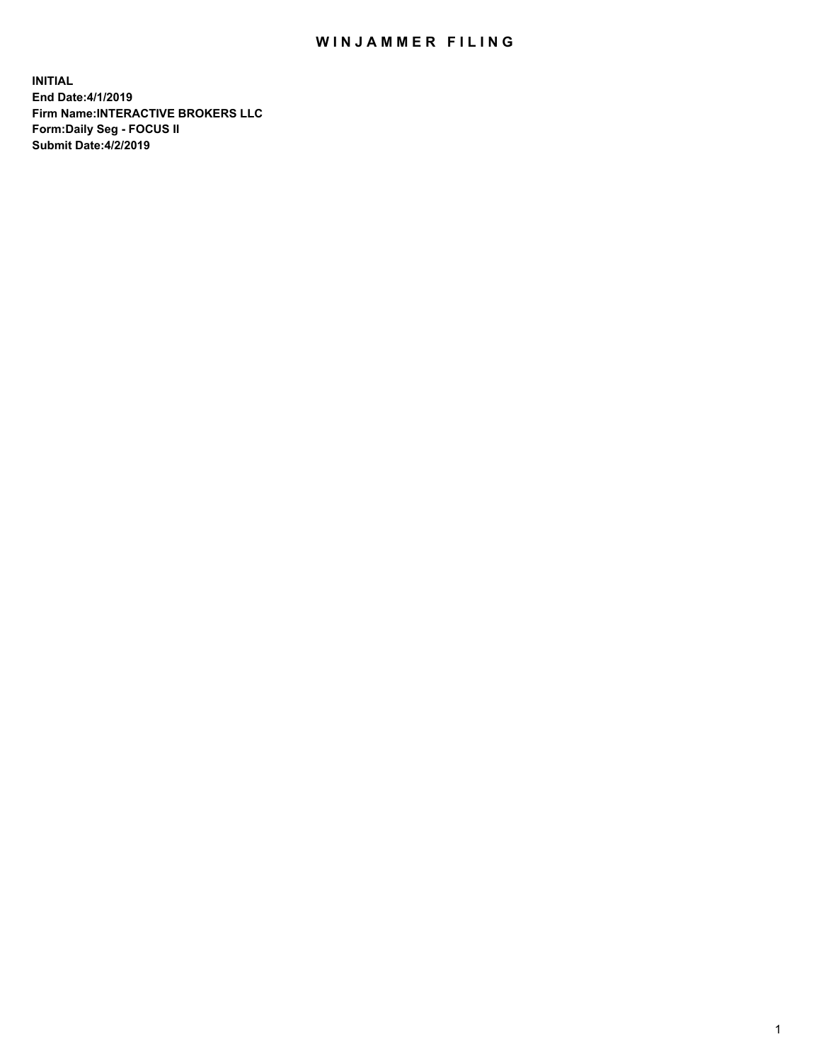# WINJAMMER FILING

**INITIAL**
**End Date:4/1/2019**
**Firm Name:INTERACTIVE BROKERS LLC**
**Form:Daily Seg - FOCUS II**
**Submit Date:4/2/2019**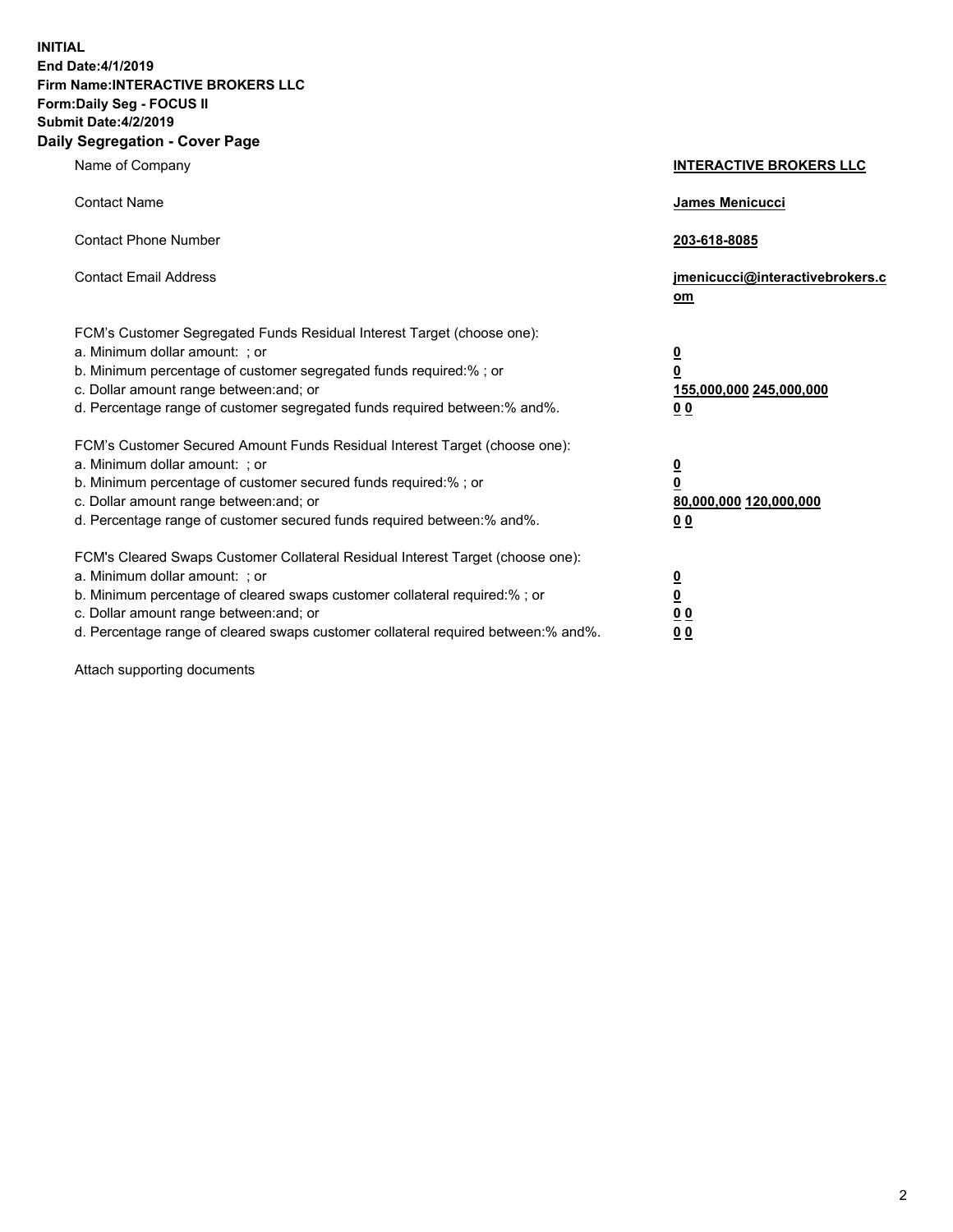**INITIAL**
**End Date:4/1/2019**
**Firm Name:INTERACTIVE BROKERS LLC**
**Form:Daily Seg - FOCUS II**
**Submit Date:4/2/2019**

## Daily Segregation - Cover Page

| | |
|---|---|
| Name of Company | **INTERACTIVE BROKERS LLC** |
| Contact Name | **James Menicucci** |
| Contact Phone Number | **203-618-8085** |
| Contact Email Address | **jmenicucci@interactivebrokers.com** |

FCM's Customer Segregated Funds Residual Interest Target (choose one):

| | |
|---|---|
| a. Minimum dollar amount: ; or | **0** |
| b. Minimum percentage of customer segregated funds required:% ; or | **0** |
| c. Dollar amount range between:and; or | **155,000,000 245,000,000** |
| d. Percentage range of customer segregated funds required between:% and%. | **0 0** |

FCM's Customer Secured Amount Funds Residual Interest Target (choose one):

| | |
|---|---|
| a. Minimum dollar amount: ; or | **0** |
| b. Minimum percentage of customer secured funds required:% ; or | **0** |
| c. Dollar amount range between:and; or | **80,000,000 120,000,000** |
| d. Percentage range of customer secured funds required between:% and%. | **0 0** |

FCM's Cleared Swaps Customer Collateral Residual Interest Target (choose one):

| | |
|---|---|
| a. Minimum dollar amount: ; or | **0** |
| b. Minimum percentage of cleared swaps customer collateral required:% ; or | **0** |
| c. Dollar amount range between:and; or | **0 0** |
| d. Percentage range of cleared swaps customer collateral required between:% and%. | **0 0** |

Attach supporting documents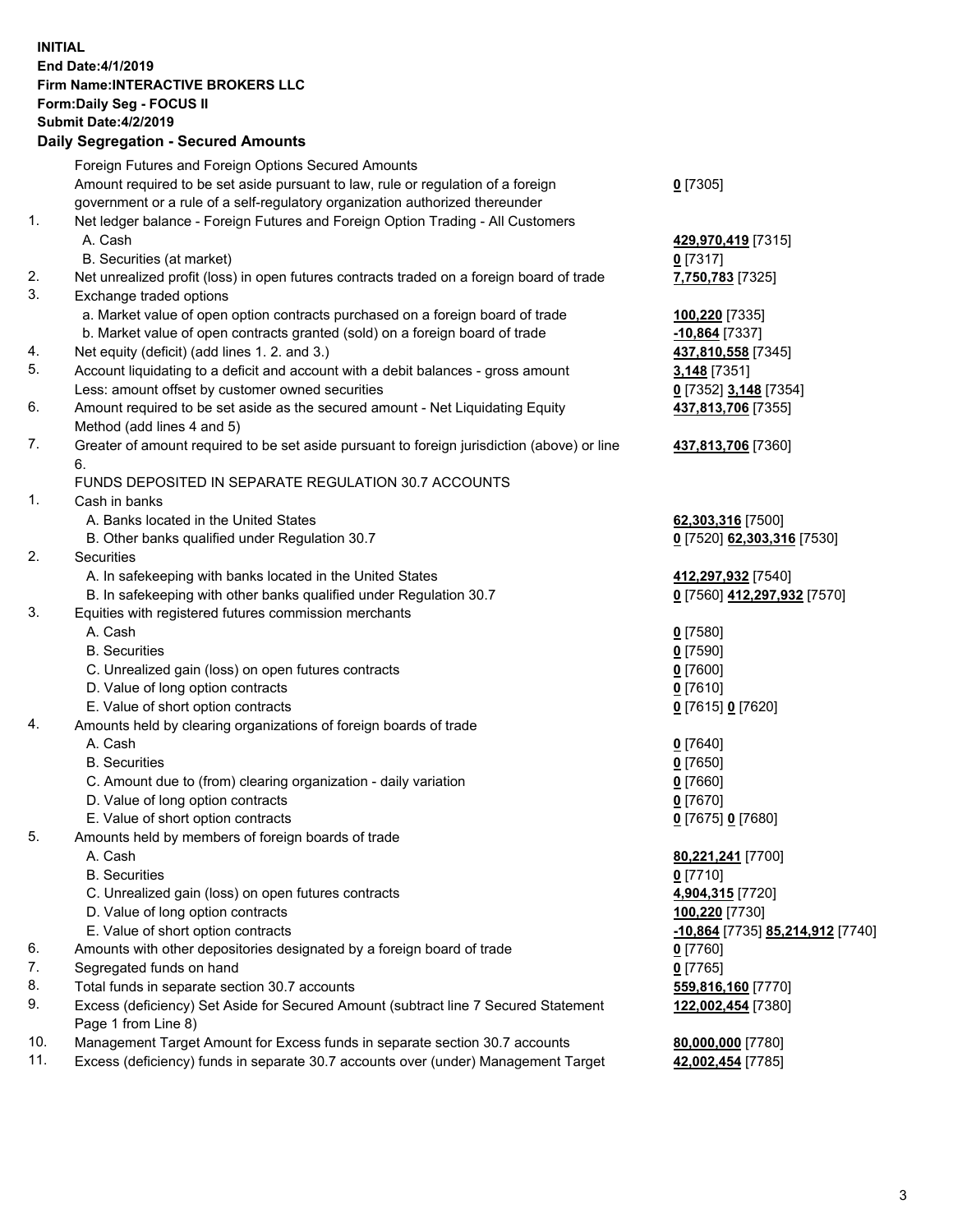**INITIAL**
**End Date:4/1/2019**
**Firm Name:INTERACTIVE BROKERS LLC**
**Form:Daily Seg - FOCUS II**
**Submit Date:4/2/2019**
**Daily Segregation - Secured Amounts**

| | | |
|---|---|---|
| | Foreign Futures and Foreign Options Secured Amounts | |
| | Amount required to be set aside pursuant to law, rule or regulation of a foreign government or a rule of a self-regulatory organization authorized thereunder | **0** [7305] |
| 1. | Net ledger balance - Foreign Futures and Foreign Option Trading - All Customers | |
| | A. Cash | **429,970,419** [7315] |
| | B. Securities (at market) | **0** [7317] |
| 2. | Net unrealized profit (loss) in open futures contracts traded on a foreign board of trade | **7,750,783** [7325] |
| 3. | Exchange traded options | |
| | a. Market value of open option contracts purchased on a foreign board of trade | **100,220** [7335] |
| | b. Market value of open contracts granted (sold) on a foreign board of trade | **-10,864** [7337] |
| 4. | Net equity (deficit) (add lines 1. 2. and 3.) | **437,810,558** [7345] |
| 5. | Account liquidating to a deficit and account with a debit balances - gross amount | **3,148** [7351] |
| | Less: amount offset by customer owned securities | **0** [7352] **3,148** [7354] |
| 6. | Amount required to be set aside as the secured amount - Net Liquidating Equity Method (add lines 4 and 5) | **437,813,706** [7355] |
| 7. | Greater of amount required to be set aside pursuant to foreign jurisdiction (above) or line 6. | **437,813,706** [7360] |
| | FUNDS DEPOSITED IN SEPARATE REGULATION 30.7 ACCOUNTS | |
| 1. | Cash in banks | |
| | A. Banks located in the United States | **62,303,316** [7500] |
| | B. Other banks qualified under Regulation 30.7 | **0** [7520] **62,303,316** [7530] |
| 2. | Securities | |
| | A. In safekeeping with banks located in the United States | **412,297,932** [7540] |
| | B. In safekeeping with other banks qualified under Regulation 30.7 | **0** [7560] **412,297,932** [7570] |
| 3. | Equities with registered futures commission merchants | |
| | A. Cash | **0** [7580] |
| | B. Securities | **0** [7590] |
| | C. Unrealized gain (loss) on open futures contracts | **0** [7600] |
| | D. Value of long option contracts | **0** [7610] |
| | E. Value of short option contracts | **0** [7615] **0** [7620] |
| 4. | Amounts held by clearing organizations of foreign boards of trade | |
| | A. Cash | **0** [7640] |
| | B. Securities | **0** [7650] |
| | C. Amount due to (from) clearing organization - daily variation | **0** [7660] |
| | D. Value of long option contracts | **0** [7670] |
| | E. Value of short option contracts | **0** [7675] **0** [7680] |
| 5. | Amounts held by members of foreign boards of trade | |
| | A. Cash | **80,221,241** [7700] |
| | B. Securities | **0** [7710] |
| | C. Unrealized gain (loss) on open futures contracts | **4,904,315** [7720] |
| | D. Value of long option contracts | **100,220** [7730] |
| | E. Value of short option contracts | **-10,864** [7735] **85,214,912** [7740] |
| 6. | Amounts with other depositories designated by a foreign board of trade | **0** [7760] |
| 7. | Segregated funds on hand | **0** [7765] |
| 8. | Total funds in separate section 30.7 accounts | **559,816,160** [7770] |
| 9. | Excess (deficiency) Set Aside for Secured Amount (subtract line 7 Secured Statement Page 1 from Line 8) | **122,002,454** [7380] |
| 10. | Management Target Amount for Excess funds in separate section 30.7 accounts | **80,000,000** [7780] |
| 11. | Excess (deficiency) funds in separate 30.7 accounts over (under) Management Target | **42,002,454** [7785] |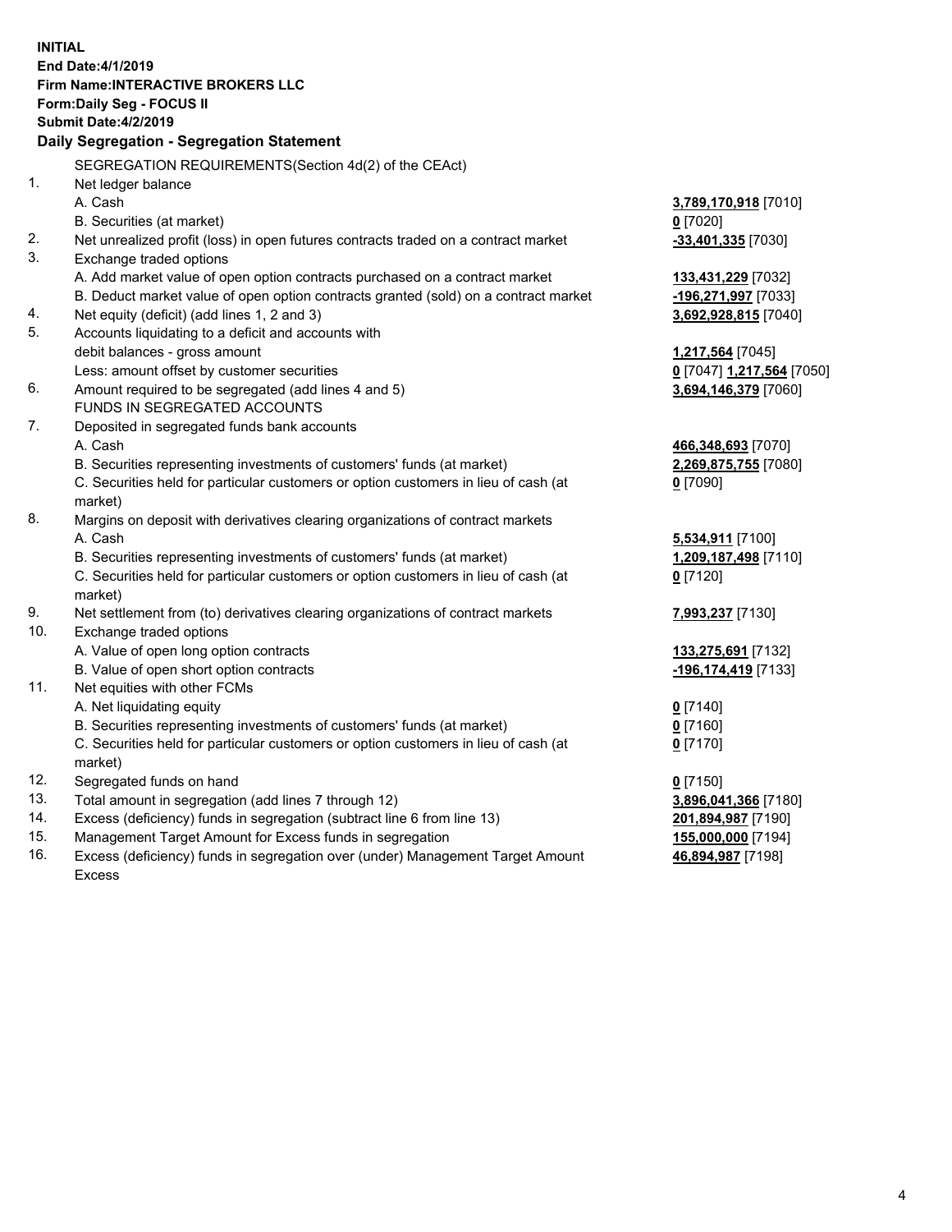**INITIAL**
**End Date:4/1/2019**
**Firm Name:INTERACTIVE BROKERS LLC**
**Form:Daily Seg - FOCUS II**
**Submit Date:4/2/2019**
**Daily Segregation - Segregation Statement**

SEGREGATION REQUIREMENTS(Section 4d(2) of the CEAct)

| | | |
|---|---|---|
| 1. | Net ledger balance | |
| | A. Cash | **3,789,170,918** [7010] |
| | B. Securities (at market) | **0** [7020] |
| 2. | Net unrealized profit (loss) in open futures contracts traded on a contract market | **-33,401,335** [7030] |
| 3. | Exchange traded options | |
| | A. Add market value of open option contracts purchased on a contract market | **133,431,229** [7032] |
| | B. Deduct market value of open option contracts granted (sold) on a contract market | **-196,271,997** [7033] |
| 4. | Net equity (deficit) (add lines 1, 2 and 3) | **3,692,928,815** [7040] |
| 5. | Accounts liquidating to a deficit and accounts with | |
| | debit balances - gross amount | **1,217,564** [7045] |
| | Less: amount offset by customer securities | **0** [7047] **1,217,564** [7050] |
| 6. | Amount required to be segregated (add lines 4 and 5) | **3,694,146,379** [7060] |
| | FUNDS IN SEGREGATED ACCOUNTS | |
| 7. | Deposited in segregated funds bank accounts | |
| | A. Cash | **466,348,693** [7070] |
| | B. Securities representing investments of customers' funds (at market) | **2,269,875,755** [7080] |
| | C. Securities held for particular customers or option customers in lieu of cash (at market) | **0** [7090] |
| 8. | Margins on deposit with derivatives clearing organizations of contract markets | |
| | A. Cash | **5,534,911** [7100] |
| | B. Securities representing investments of customers' funds (at market) | **1,209,187,498** [7110] |
| | C. Securities held for particular customers or option customers in lieu of cash (at market) | **0** [7120] |
| 9. | Net settlement from (to) derivatives clearing organizations of contract markets | **7,993,237** [7130] |
| 10. | Exchange traded options | |
| | A. Value of open long option contracts | **133,275,691** [7132] |
| | B. Value of open short option contracts | **-196,174,419** [7133] |
| 11. | Net equities with other FCMs | |
| | A. Net liquidating equity | **0** [7140] |
| | B. Securities representing investments of customers' funds (at market) | **0** [7160] |
| | C. Securities held for particular customers or option customers in lieu of cash (at market) | **0** [7170] |
| 12. | Segregated funds on hand | **0** [7150] |
| 13. | Total amount in segregation (add lines 7 through 12) | **3,896,041,366** [7180] |
| 14. | Excess (deficiency) funds in segregation (subtract line 6 from line 13) | **201,894,987** [7190] |
| 15. | Management Target Amount for Excess funds in segregation | **155,000,000** [7194] |
| 16. | Excess (deficiency) funds in segregation over (under) Management Target Amount Excess | **46,894,987** [7198] |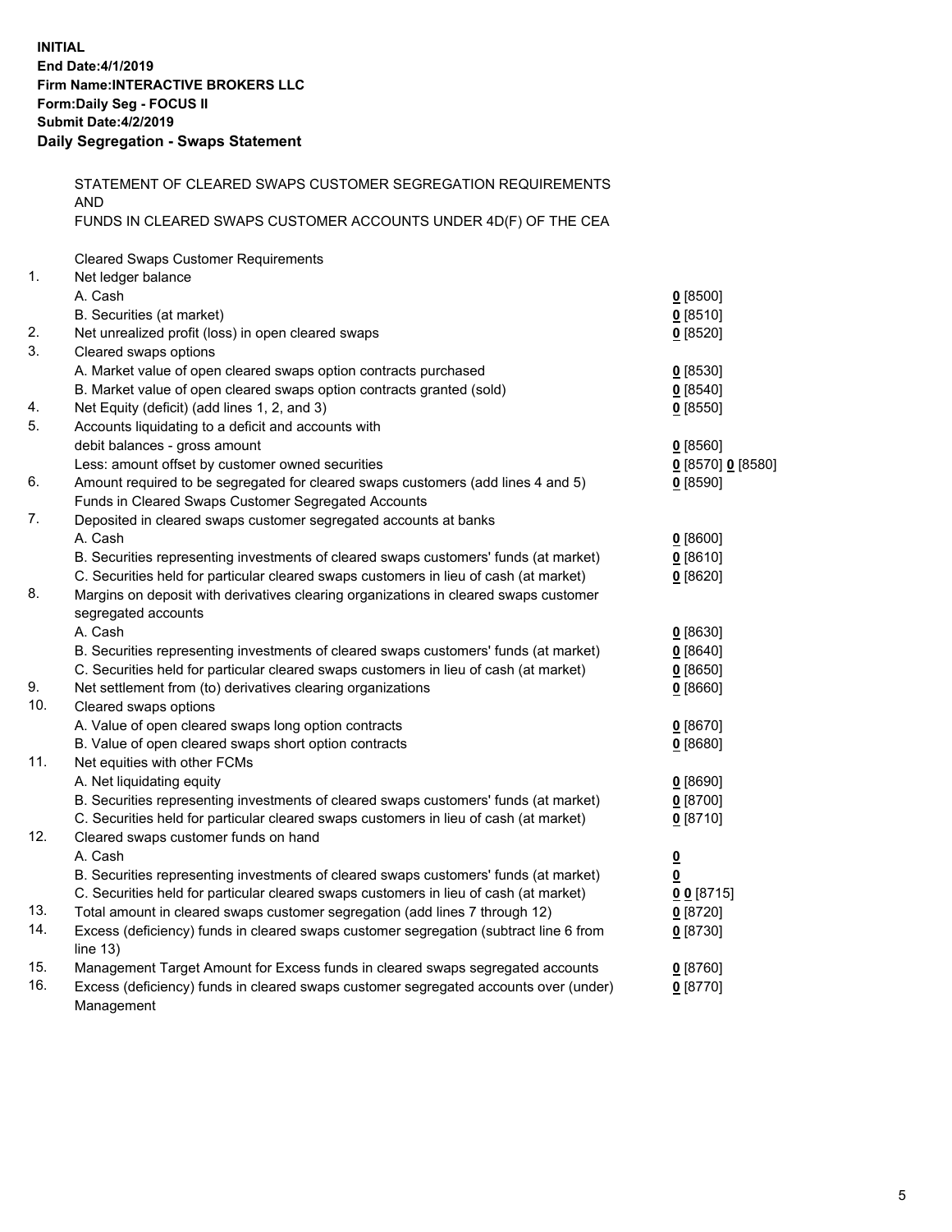**INITIAL**
**End Date:4/1/2019**
**Firm Name:INTERACTIVE BROKERS LLC**
**Form:Daily Seg - FOCUS II**
**Submit Date:4/2/2019**
**Daily Segregation - Swaps Statement**

STATEMENT OF CLEARED SWAPS CUSTOMER SEGREGATION REQUIREMENTS AND FUNDS IN CLEARED SWAPS CUSTOMER ACCOUNTS UNDER 4D(F) OF THE CEA

| | | |
|---|---|---|
| | Cleared Swaps Customer Requirements | |
| 1. | Net ledger balance | |
| | A. Cash | 0 [8500] |
| | B. Securities (at market) | 0 [8510] |
| 2. | Net unrealized profit (loss) in open cleared swaps | 0 [8520] |
| 3. | Cleared swaps options | |
| | A. Market value of open cleared swaps option contracts purchased | 0 [8530] |
| | B. Market value of open cleared swaps option contracts granted (sold) | 0 [8540] |
| 4. | Net Equity (deficit) (add lines 1, 2, and 3) | 0 [8550] |
| 5. | Accounts liquidating to a deficit and accounts with debit balances - gross amount | 0 [8560] |
| | Less: amount offset by customer owned securities | 0 [8570] 0 [8580] |
| 6. | Amount required to be segregated for cleared swaps customers (add lines 4 and 5) | 0 [8590] |
| | Funds in Cleared Swaps Customer Segregated Accounts | |
| 7. | Deposited in cleared swaps customer segregated accounts at banks | |
| | A. Cash | 0 [8600] |
| | B. Securities representing investments of cleared swaps customers' funds (at market) | 0 [8610] |
| | C. Securities held for particular cleared swaps customers in lieu of cash (at market) | 0 [8620] |
| 8. | Margins on deposit with derivatives clearing organizations in cleared swaps customer segregated accounts | |
| | A. Cash | 0 [8630] |
| | B. Securities representing investments of cleared swaps customers' funds (at market) | 0 [8640] |
| | C. Securities held for particular cleared swaps customers in lieu of cash (at market) | 0 [8650] |
| 9. | Net settlement from (to) derivatives clearing organizations | 0 [8660] |
| 10. | Cleared swaps options | |
| | A. Value of open cleared swaps long option contracts | 0 [8670] |
| | B. Value of open cleared swaps short option contracts | 0 [8680] |
| 11. | Net equities with other FCMs | |
| | A. Net liquidating equity | 0 [8690] |
| | B. Securities representing investments of cleared swaps customers' funds (at market) | 0 [8700] |
| | C. Securities held for particular cleared swaps customers in lieu of cash (at market) | 0 [8710] |
| 12. | Cleared swaps customer funds on hand | |
| | A. Cash | 0 |
| | B. Securities representing investments of cleared swaps customers' funds (at market) | 0 |
| | C. Securities held for particular cleared swaps customers in lieu of cash (at market) | 0 0 [8715] |
| 13. | Total amount in cleared swaps customer segregation (add lines 7 through 12) | 0 [8720] |
| 14. | Excess (deficiency) funds in cleared swaps customer segregation (subtract line 6 from line 13) | 0 [8730] |
| 15. | Management Target Amount for Excess funds in cleared swaps segregated accounts | 0 [8760] |
| 16. | Excess (deficiency) funds in cleared swaps customer segregated accounts over (under) Management | 0 [8770] |